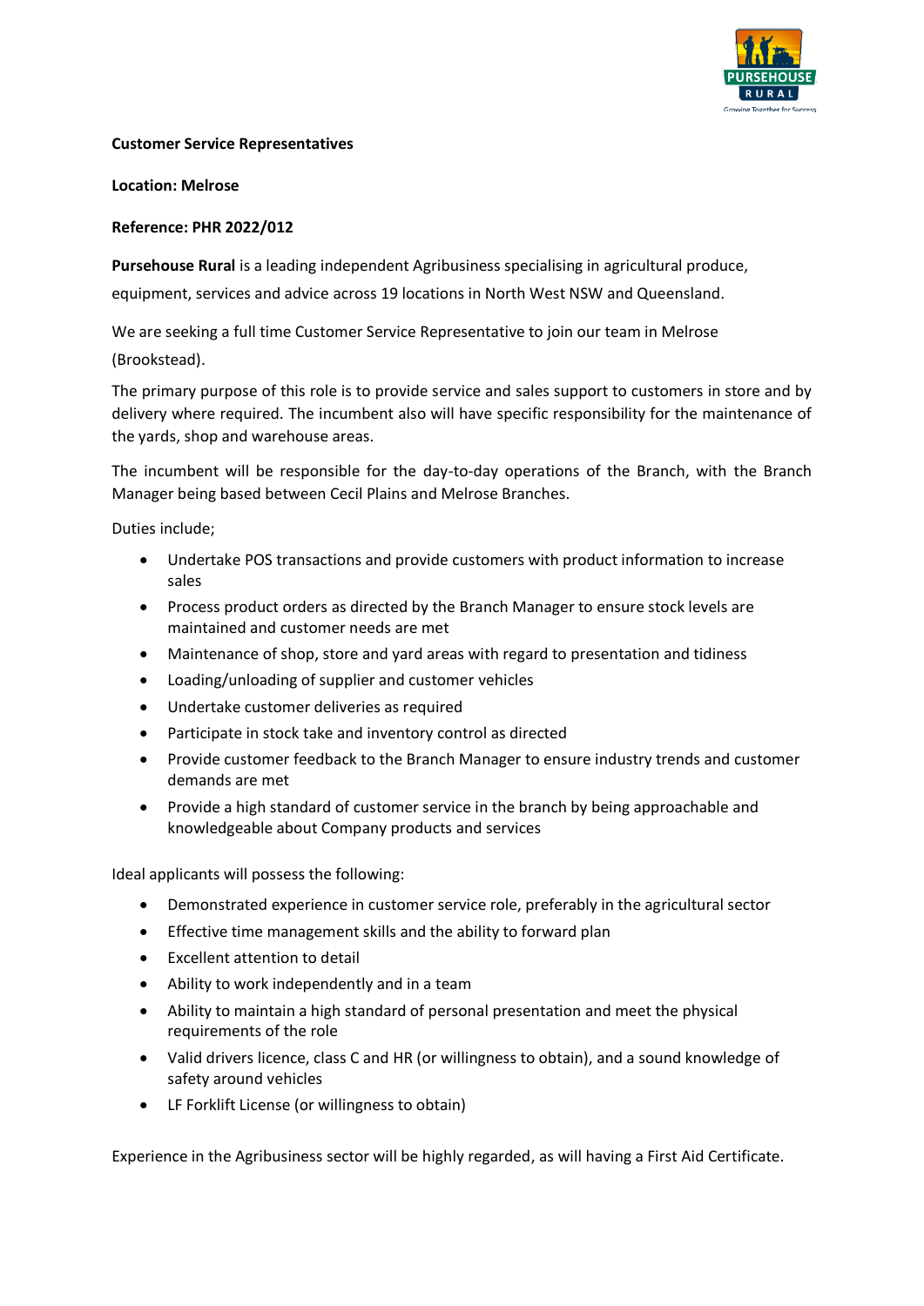**Customer Service Representatives**

**Location: Melrose**

**Reference: PHR 2022/012**

**Pursehouse Rural** is a leading independent Agribusiness specialising in agricultural produce, equipment, services and advice across 19 locations in North West NSW and Queensland.

We are seeking a full time Customer Service Representative to join our team in Melrose (Brookstead).

The primary purpose of this role is to provide service and sales support to customers in store and by delivery where required. The incumbent also will have specific responsibility for the maintenance of the yards, shop and warehouse areas.

The incumbent will be responsible for the day-to-day operations of the Branch, with the Branch Manager being based between Cecil Plains and Melrose Branches.

Duties include;

- Undertake POS transactions and provide customers with product information to increase sales
- Process product orders as directed by the Branch Manager to ensure stock levels are maintained and customer needs are met
- Maintenance of shop, store and yard areas with regard to presentation and tidiness
- Loading/unloading of supplier and customer vehicles
- Undertake customer deliveries as required
- Participate in stock take and inventory control as directed
- Provide customer feedback to the Branch Manager to ensure industry trends and customer demands are met
- Provide a high standard of customer service in the branch by being approachable and knowledgeable about Company products and services

Ideal applicants will possess the following:

- Demonstrated experience in customer service role, preferably in the agricultural sector
- Effective time management skills and the ability to forward plan
- Excellent attention to detail
- Ability to work independently and in a team
- Ability to maintain a high standard of personal presentation and meet the physical requirements of the role
- Valid drivers licence, class C and HR (or willingness to obtain), and a sound knowledge of safety around vehicles
- LF Forklift License (or willingness to obtain)

Experience in the Agribusiness sector will be highly regarded, as will having a First Aid Certificate.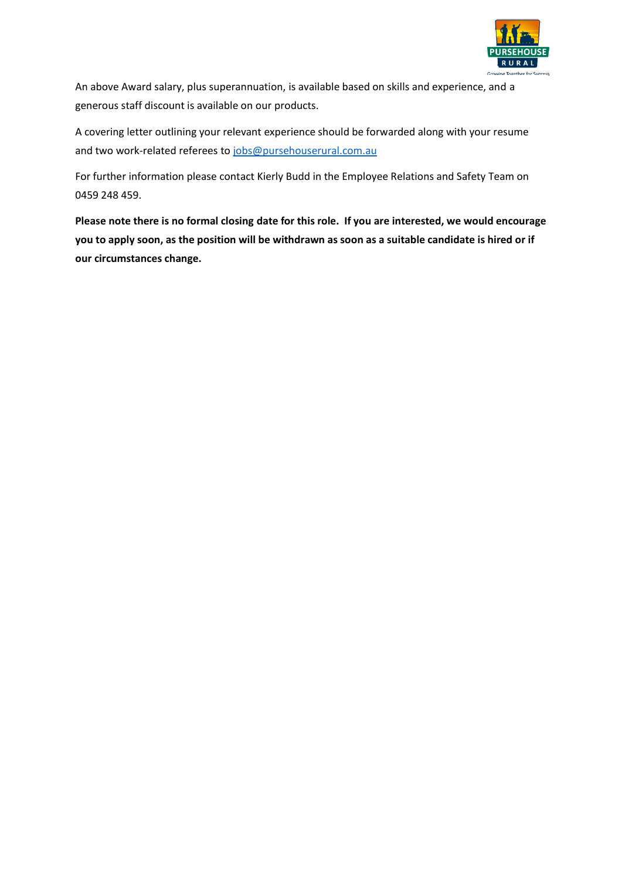An above Award salary, plus superannuation, is available based on skills and experience, and a generous staff discount is available on our products.

A covering letter outlining your relevant experience should be forwarded along with your resume and two work-related referees to jobs@pursehouserural.com.au

For further information please contact Kierly Budd in the Employee Relations and Safety Team on 0459 248 459.

**Please note there is no formal closing date for this role. If you are interested, we would encourage you to apply soon, as the position will be withdrawn as soon as a suitable candidate is hired or if our circumstances change.**